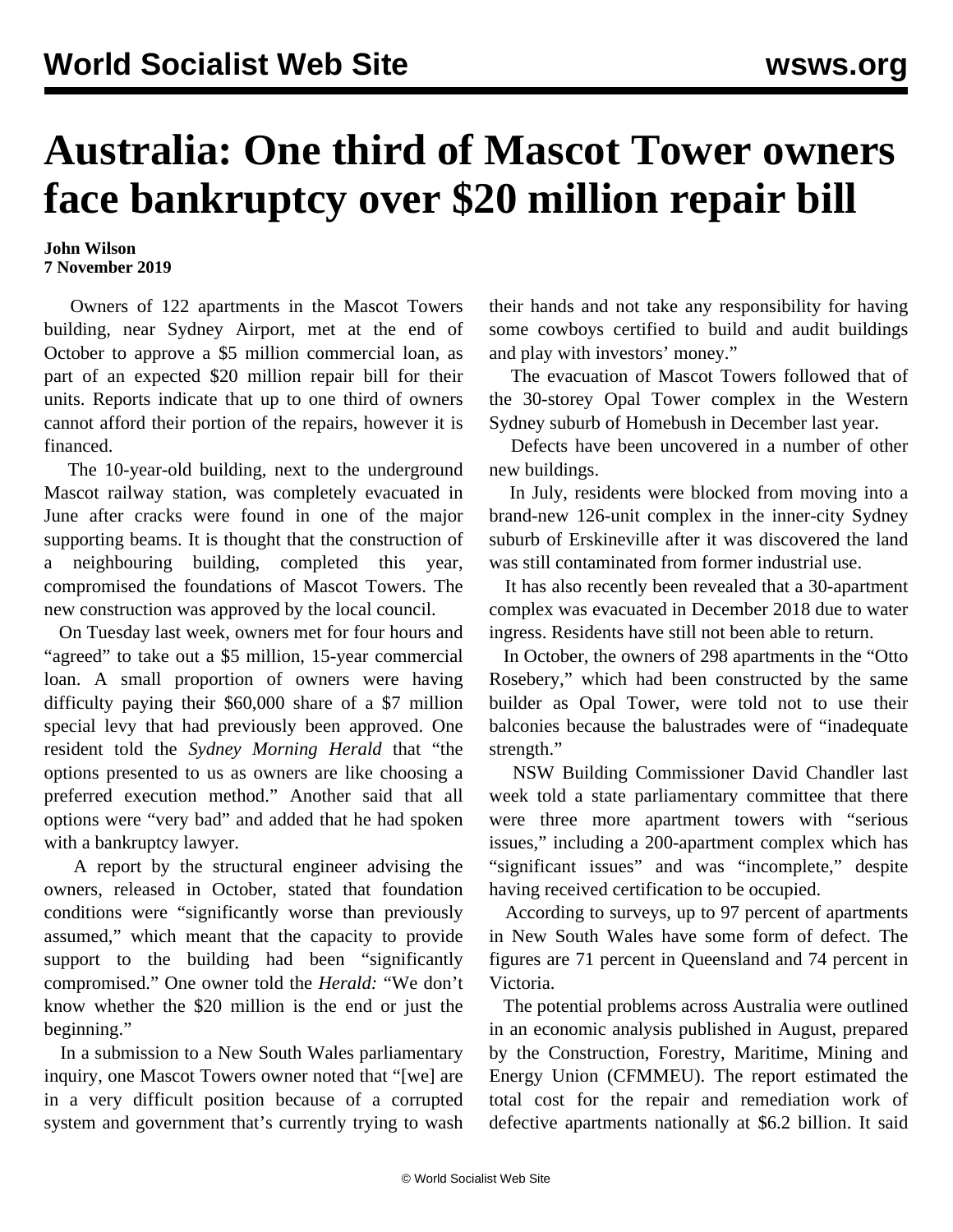# Australia: One third of Mascot Tower owners face bankruptcy over $20 million repair bill

**John Wilson**
**7 November 2019**

Owners of 122 apartments in the Mascot Towers building, near Sydney Airport, met at the end of October to approve a $5 million commercial loan, as part of an expected $20 million repair bill for their units. Reports indicate that up to one third of owners cannot afford their portion of the repairs, however it is financed.

The 10-year-old building, next to the underground Mascot railway station, was completely evacuated in June after cracks were found in one of the major supporting beams. It is thought that the construction of a neighbouring building, completed this year, compromised the foundations of Mascot Towers. The new construction was approved by the local council.

On Tuesday last week, owners met for four hours and "agreed" to take out a $5 million, 15-year commercial loan. A small proportion of owners were having difficulty paying their $60,000 share of a $7 million special levy that had previously been approved. One resident told the *Sydney Morning Herald* that "the options presented to us as owners are like choosing a preferred execution method." Another said that all options were "very bad" and added that he had spoken with a bankruptcy lawyer.

A report by the structural engineer advising the owners, released in October, stated that foundation conditions were "significantly worse than previously assumed," which meant that the capacity to provide support to the building had been "significantly compromised." One owner told the *Herald:* "We don't know whether the $20 million is the end or just the beginning."

In a submission to a New South Wales parliamentary inquiry, one Mascot Towers owner noted that "[we] are in a very difficult position because of a corrupted system and government that's currently trying to wash their hands and not take any responsibility for having some cowboys certified to build and audit buildings and play with investors' money."

The evacuation of Mascot Towers followed that of the 30-storey Opal Tower complex in the Western Sydney suburb of Homebush in December last year.

Defects have been uncovered in a number of other new buildings.

In July, residents were blocked from moving into a brand-new 126-unit complex in the inner-city Sydney suburb of Erskineville after it was discovered the land was still contaminated from former industrial use.

It has also recently been revealed that a 30-apartment complex was evacuated in December 2018 due to water ingress. Residents have still not been able to return.

In October, the owners of 298 apartments in the "Otto Rosebery," which had been constructed by the same builder as Opal Tower, were told not to use their balconies because the balustrades were of "inadequate strength."

NSW Building Commissioner David Chandler last week told a state parliamentary committee that there were three more apartment towers with "serious issues," including a 200-apartment complex which has "significant issues" and was "incomplete," despite having received certification to be occupied.

According to surveys, up to 97 percent of apartments in New South Wales have some form of defect. The figures are 71 percent in Queensland and 74 percent in Victoria.

The potential problems across Australia were outlined in an economic analysis published in August, prepared by the Construction, Forestry, Maritime, Mining and Energy Union (CFMMEU). The report estimated the total cost for the repair and remediation work of defective apartments nationally at $6.2 billion. It said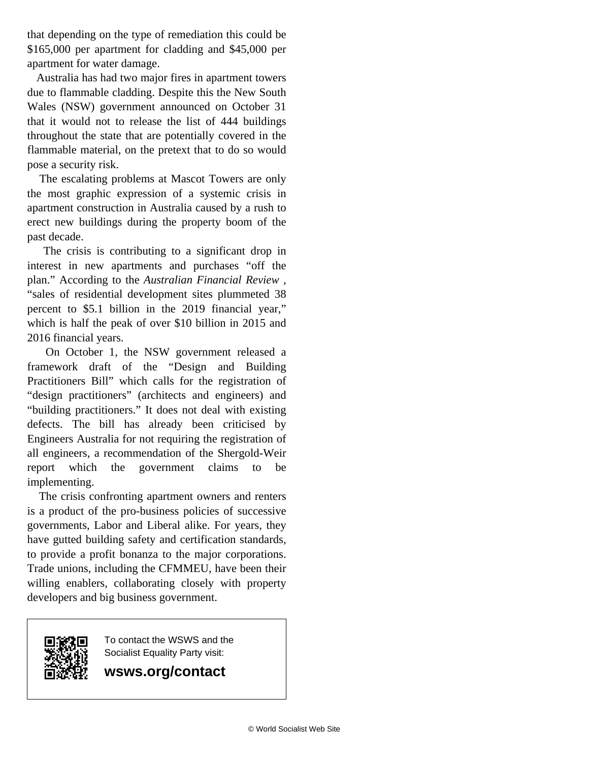that depending on the type of remediation this could be $165,000 per apartment for cladding and $45,000 per apartment for water damage.

Australia has had two major fires in apartment towers due to flammable cladding. Despite this the New South Wales (NSW) government announced on October 31 that it would not to release the list of 444 buildings throughout the state that are potentially covered in the flammable material, on the pretext that to do so would pose a security risk.

The escalating problems at Mascot Towers are only the most graphic expression of a systemic crisis in apartment construction in Australia caused by a rush to erect new buildings during the property boom of the past decade.

The crisis is contributing to a significant drop in interest in new apartments and purchases "off the plan." According to the *Australian Financial Review* , "sales of residential development sites plummeted 38 percent to $5.1 billion in the 2019 financial year," which is half the peak of over $10 billion in 2015 and 2016 financial years.

On October 1, the NSW government released a framework draft of the "Design and Building Practitioners Bill" which calls for the registration of "design practitioners" (architects and engineers) and "building practitioners." It does not deal with existing defects. The bill has already been criticised by Engineers Australia for not requiring the registration of all engineers, a recommendation of the Shergold-Weir report which the government claims to be implementing.

The crisis confronting apartment owners and renters is a product of the pro-business policies of successive governments, Labor and Liberal alike. For years, they have gutted building safety and certification standards, to provide a profit bonanza to the major corporations. Trade unions, including the CFMMEU, have been their willing enablers, collaborating closely with property developers and big business government.

To contact the WSWS and the Socialist Equality Party visit:

**wsws.org/contact**